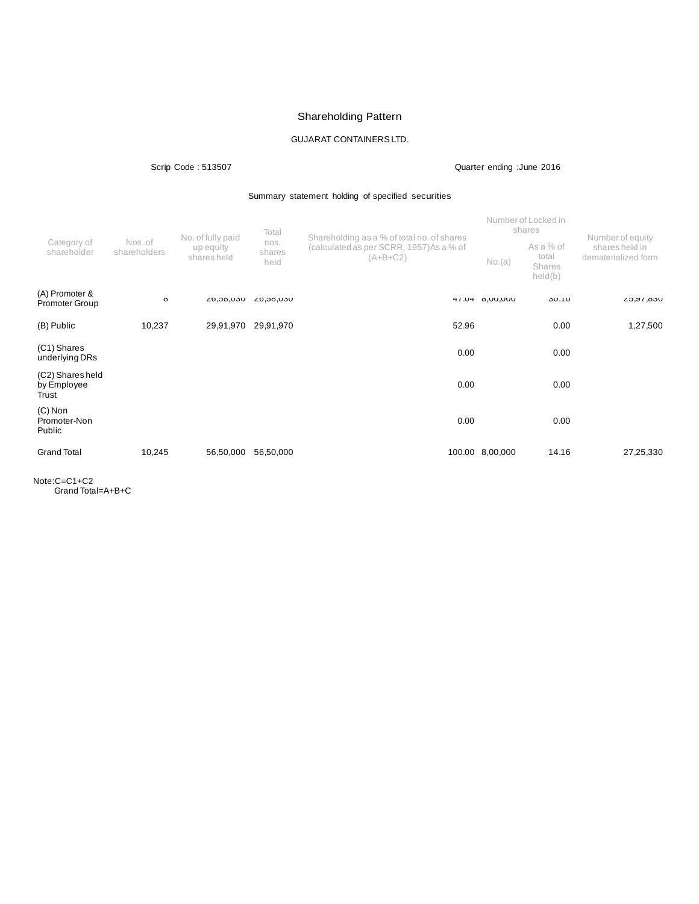# Shareholding Pattern

GUJARAT CONTAINERS LTD.

Scrip Code : 513507

Quarter ending :June 2016

Summary statement holding of specified securities

| Category of shareholder | Nos. of shareholders | No. of fully paid up equity shares held | Total nos. shares held | Shareholding as a % of total no. of shares (calculated as per SCRR, 1957)As a % of (A+B+C2) | Number of Locked in shares | | Number of equity shares held in dematerialized form |
|---|---|---|---|---|---|---|---|
| | | | | | No.(a) | As a % of total Shares held(b) | |
| (A) Promoter & Promoter Group | 8 | 26,58,030 | 26,58,030 | 47.04 | 8,00,000 | 30.10 | 25,97,830 |
| (B) Public | 10,237 | 29,91,970 | 29,91,970 | 52.96 | | 0.00 | 1,27,500 |
| (C1) Shares underlying DRs | | | | 0.00 | | 0.00 | |
| (C2) Shares held by Employee Trust | | | | 0.00 | | 0.00 | |
| (C) Non Promoter-Non Public | | | | 0.00 | | 0.00 | |
| Grand Total | 10,245 | 56,50,000 | 56,50,000 | 100.00 | 8,00,000 | 14.16 | 27,25,330 |

Note:C=C1+C2
Grand Total=A+B+C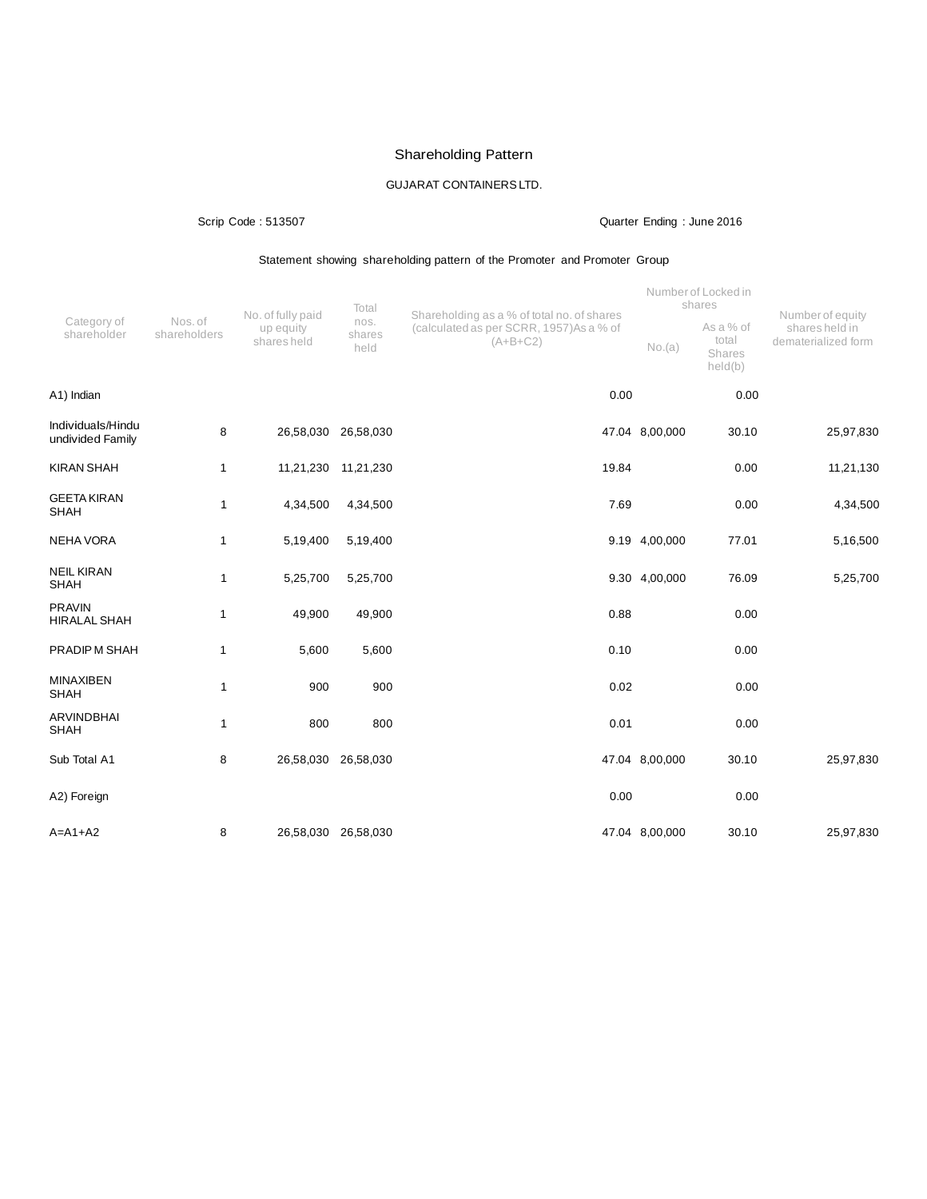# Shareholding Pattern

GUJARAT CONTAINERS LTD.

Scrip Code : 513507

Quarter Ending : June 2016

Statement showing shareholding pattern of the Promoter and Promoter Group

| Category of shareholder | Nos. of shareholders | No. of fully paid up equity shares held | Total nos. shares held | Shareholding as a % of total no. of shares (calculated as per SCRR, 1957)As a % of (A+B+C2) | Number of Locked in shares | | Number of equity shares held in dematerialized form |
|---|---|---|---|---|---|---|---|
| | | | | | No.(a) | As a % of total Shares held(b) | |
| A1) Indian | | | | 0.00 | | 0.00 | |
| Individuals/Hindu undivided Family | 8 | 26,58,030 | 26,58,030 | 47.04 | 8,00,000 | 30.10 | 25,97,830 |
| KIRAN SHAH | 1 | 11,21,230 | 11,21,230 | 19.84 | | 0.00 | 11,21,130 |
| GEETA KIRAN SHAH | 1 | 4,34,500 | 4,34,500 | 7.69 | | 0.00 | 4,34,500 |
| NEHA VORA | 1 | 5,19,400 | 5,19,400 | 9.19 | 4,00,000 | 77.01 | 5,16,500 |
| NEIL KIRAN SHAH | 1 | 5,25,700 | 5,25,700 | 9.30 | 4,00,000 | 76.09 | 5,25,700 |
| PRAVIN HIRALAL SHAH | 1 | 49,900 | 49,900 | 0.88 | | 0.00 | |
| PRADIP M SHAH | 1 | 5,600 | 5,600 | 0.10 | | 0.00 | |
| MINAXIBEN SHAH | 1 | 900 | 900 | 0.02 | | 0.00 | |
| ARVINDBHAI SHAH | 1 | 800 | 800 | 0.01 | | 0.00 | |
| Sub Total A1 | 8 | 26,58,030 | 26,58,030 | 47.04 | 8,00,000 | 30.10 | 25,97,830 |
| A2) Foreign | | | | 0.00 | | 0.00 | |
| A=A1+A2 | 8 | 26,58,030 | 26,58,030 | 47.04 | 8,00,000 | 30.10 | 25,97,830 |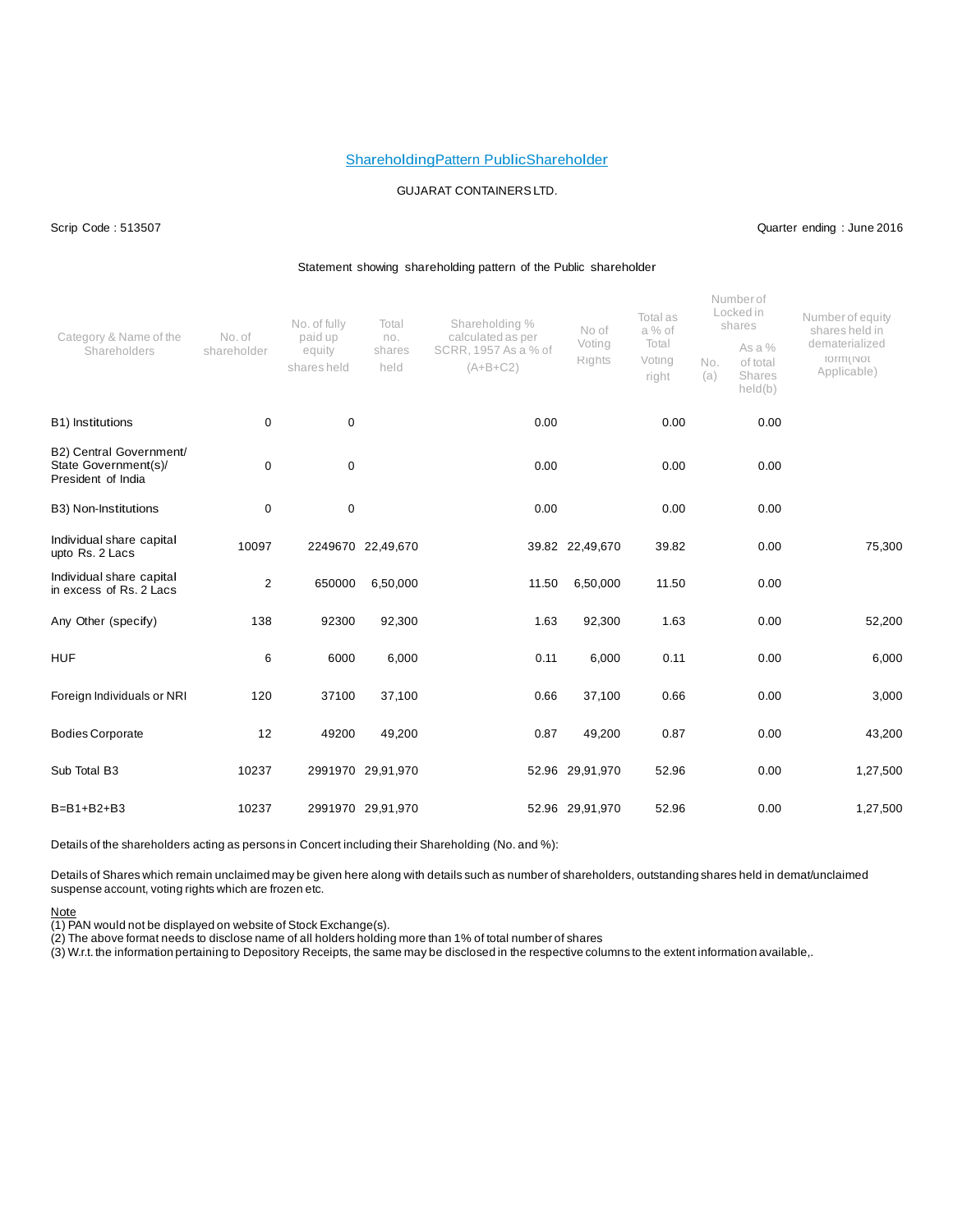## ShareholdingPattern PublicShareholder

GUJARAT CONTAINERS LTD.

Scrip Code : 513507

Quarter ending : June 2016

Statement showing shareholding pattern of the Public shareholder

| Category & Name of the Shareholders | No. of shareholder | No. of fully paid up equity shares held | Total no. shares held | Shareholding % calculated as per SCRR, 1957 As a % of (A+B+C2) | No of Voting Rights | Total as a % of Total Voting right | Number of Locked in shares | | Number of equity shares held in dematerialized form(Not Applicable) |
|---|---|---|---|---|---|---|---|---|---|
| | | | | | | | No. (a) | As a % of total Shares held(b) | |
| B1) Institutions | 0 | 0 | | 0.00 | | 0.00 | | 0.00 | |
| B2) Central Government/ State Government(s)/ President of India | 0 | 0 | | 0.00 | | 0.00 | | 0.00 | |
| B3) Non-Institutions | 0 | 0 | | 0.00 | | 0.00 | | 0.00 | |
| Individual share capital upto Rs. 2 Lacs | 10097 | 2249670 | 22,49,670 | 39.82 | 22,49,670 | 39.82 | | 0.00 | 75,300 |
| Individual share capital in excess of Rs. 2 Lacs | 2 | 650000 | 6,50,000 | 11.50 | 6,50,000 | 11.50 | | 0.00 | |
| Any Other (specify) | 138 | 92300 | 92,300 | 1.63 | 92,300 | 1.63 | | 0.00 | 52,200 |
| HUF | 6 | 6000 | 6,000 | 0.11 | 6,000 | 0.11 | | 0.00 | 6,000 |
| Foreign Individuals or NRI | 120 | 37100 | 37,100 | 0.66 | 37,100 | 0.66 | | 0.00 | 3,000 |
| Bodies Corporate | 12 | 49200 | 49,200 | 0.87 | 49,200 | 0.87 | | 0.00 | 43,200 |
| Sub Total B3 | 10237 | 2991970 | 29,91,970 | 52.96 | 29,91,970 | 52.96 | | 0.00 | 1,27,500 |
| B=B1+B2+B3 | 10237 | 2991970 | 29,91,970 | 52.96 | 29,91,970 | 52.96 | | 0.00 | 1,27,500 |

Details of the shareholders acting as persons in Concert including their Shareholding (No. and %):

Details of Shares which remain unclaimed may be given here along with details such as number of shareholders, outstanding shares held in demat/unclaimed suspense account, voting rights which are frozen etc.

Note

(1) PAN would not be displayed on website of Stock Exchange(s).

(2) The above format needs to disclose name of all holders holding more than 1% of total number of shares

(3) W.r.t. the information pertaining to Depository Receipts, the same may be disclosed in the respective columns to the extent information available,.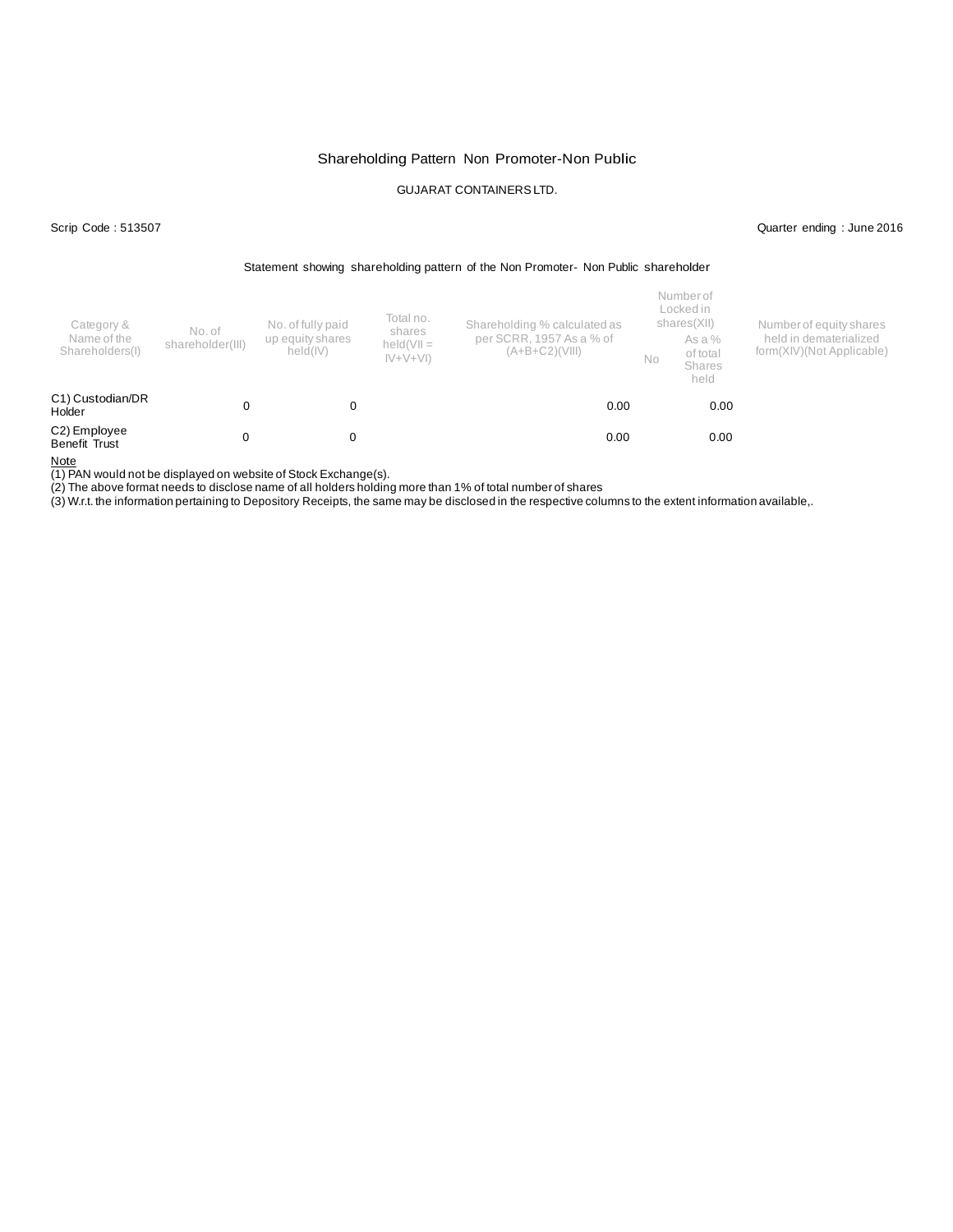# Shareholding Pattern Non Promoter-Non Public

GUJARAT CONTAINERS LTD.

Scrip Code : 513507

Quarter ending : June 2016

Statement showing shareholding pattern of the Non Promoter- Non Public shareholder

| Category & Name of the Shareholders(I) | No. of shareholder(III) | No. of fully paid up equity shares held(IV) | Total no. shares held(VII = IV+V+VI) | Shareholding % calculated as per SCRR, 1957 As a % of (A+B+C2)(VIII) | Number of Locked in shares(XII) | | Number of equity shares held in dematerialized form(XIV)(Not Applicable) |
|---|---|---|---|---|---|---|---|
| | | | | | No | As a % of total Shares held | |
| C1) Custodian/DR Holder | 0 | 0 | | 0.00 | | 0.00 | |
| C2) Employee Benefit Trust | 0 | 0 | | 0.00 | | 0.00 | |

Note

(1) PAN would not be displayed on website of Stock Exchange(s).

(2) The above format needs to disclose name of all holders holding more than 1% of total number of shares

(3) W.r.t. the information pertaining to Depository Receipts, the same may be disclosed in the respective columns to the extent information available,.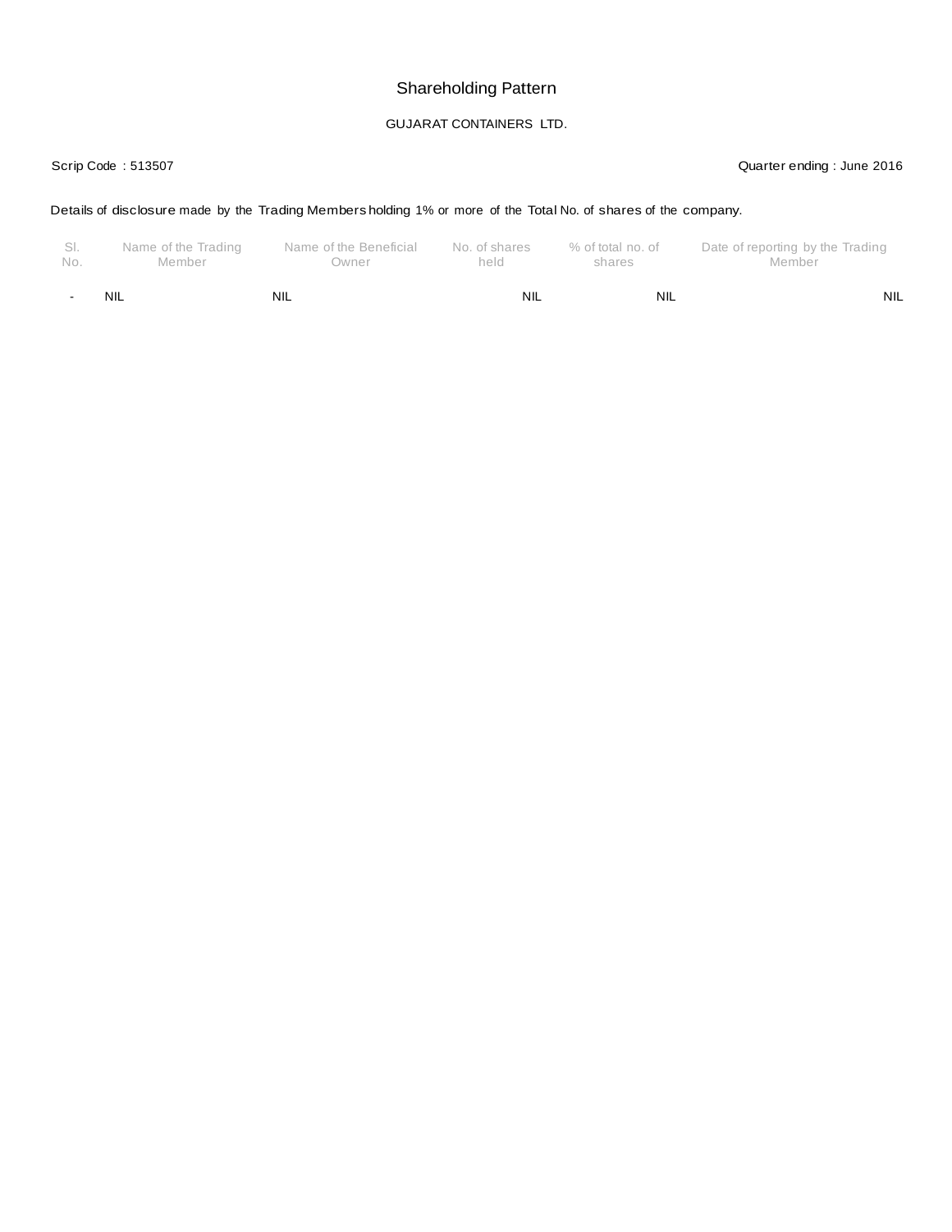# Shareholding Pattern

GUJARAT CONTAINERS LTD.

Scrip Code : 513507

Quarter ending : June 2016

Details of disclosure made by the Trading Members holding 1% or more of the Total No. of shares of the company.

| Sl. No. | Name of the Trading Member | Name of the Beneficial Owner | No. of shares held | % of total no. of shares | Date of reporting by the Trading Member |
|---|---|---|---|---|---|
| - | NIL | NIL | NIL | NIL | NIL |